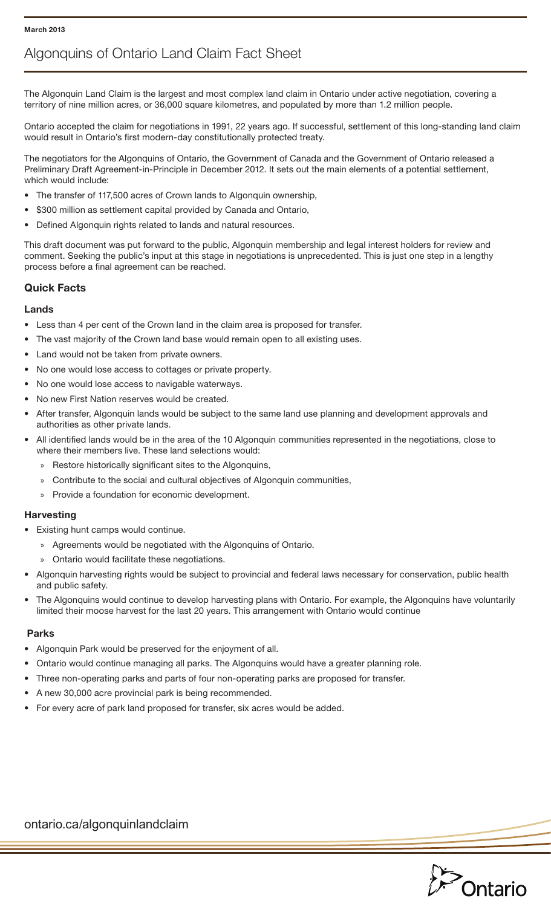March 2013

# Algonquins of Ontario Land Claim Fact Sheet

The Algonquin Land Claim is the largest and most complex land claim in Ontario under active negotiation, covering a territory of nine million acres, or 36,000 square kilometres, and populated by more than 1.2 million people.

Ontario accepted the claim for negotiations in 1991, 22 years ago. If successful, settlement of this long-standing land claim would result in Ontario's first modern-day constitutionally protected treaty.

The negotiators for the Algonquins of Ontario, the Government of Canada and the Government of Ontario released a Preliminary Draft Agreement-in-Principle in December 2012. It sets out the main elements of a potential settlement, which would include:

- The transfer of 117,500 acres of Crown lands to Algonquin ownership,
- $300 million as settlement capital provided by Canada and Ontario,
- Defined Algonquin rights related to lands and natural resources.

This draft document was put forward to the public, Algonquin membership and legal interest holders for review and comment. Seeking the public's input at this stage in negotiations is unprecedented. This is just one step in a lengthy process before a final agreement can be reached.

## Quick Facts

### Lands

- Less than 4 per cent of the Crown land in the claim area is proposed for transfer.
- The vast majority of the Crown land base would remain open to all existing uses.
- Land would not be taken from private owners.
- No one would lose access to cottages or private property.
- No one would lose access to navigable waterways.
- No new First Nation reserves would be created.
- After transfer, Algonquin lands would be subject to the same land use planning and development approvals and authorities as other private lands.
- All identified lands would be in the area of the 10 Algonquin communities represented in the negotiations, close to where their members live. These land selections would:
  - Restore historically significant sites to the Algonquins,
  - Contribute to the social and cultural objectives of Algonquin communities,
  - Provide a foundation for economic development.

### Harvesting

- Existing hunt camps would continue.
  - Agreements would be negotiated with the Algonquins of Ontario.
  - Ontario would facilitate these negotiations.
- Algonquin harvesting rights would be subject to provincial and federal laws necessary for conservation, public health and public safety.
- The Algonquins would continue to develop harvesting plans with Ontario. For example, the Algonquins have voluntarily limited their moose harvest for the last 20 years. This arrangement with Ontario would continue

### Parks

- Algonquin Park would be preserved for the enjoyment of all.
- Ontario would continue managing all parks. The Algonquins would have a greater planning role.
- Three non-operating parks and parts of four non-operating parks are proposed for transfer.
- A new 30,000 acre provincial park is being recommended.
- For every acre of park land proposed for transfer, six acres would be added.

ontario.ca/algonquinlandclaim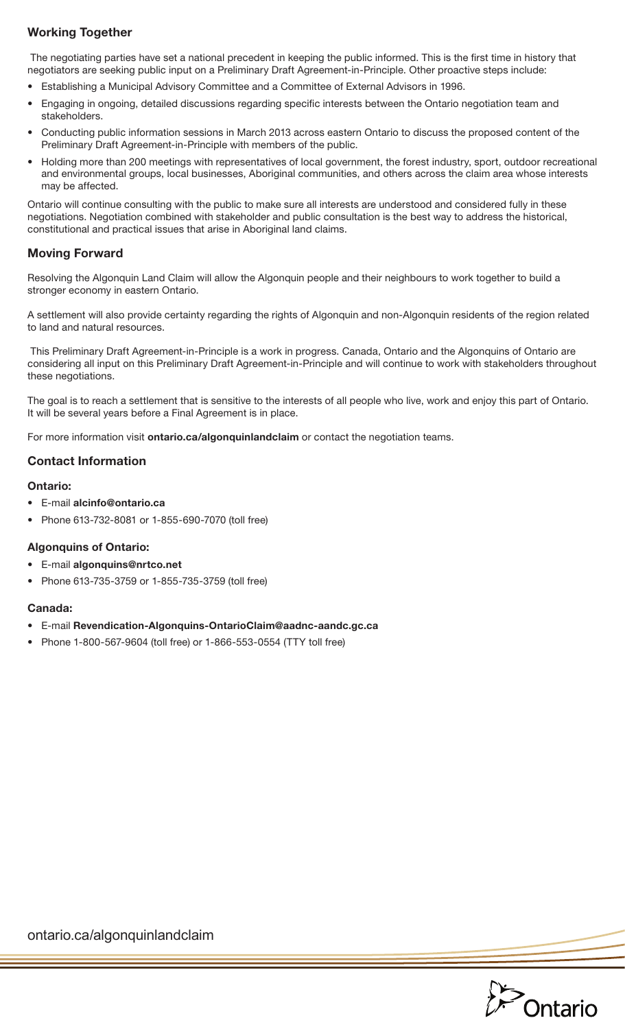## Working Together

The negotiating parties have set a national precedent in keeping the public informed. This is the first time in history that negotiators are seeking public input on a Preliminary Draft Agreement-in-Principle. Other proactive steps include:

- Establishing a Municipal Advisory Committee and a Committee of External Advisors in 1996.
- Engaging in ongoing, detailed discussions regarding specific interests between the Ontario negotiation team and stakeholders.
- Conducting public information sessions in March 2013 across eastern Ontario to discuss the proposed content of the Preliminary Draft Agreement-in-Principle with members of the public.
- Holding more than 200 meetings with representatives of local government, the forest industry, sport, outdoor recreational and environmental groups, local businesses, Aboriginal communities, and others across the claim area whose interests may be affected.

Ontario will continue consulting with the public to make sure all interests are understood and considered fully in these negotiations. Negotiation combined with stakeholder and public consultation is the best way to address the historical, constitutional and practical issues that arise in Aboriginal land claims.

## Moving Forward

Resolving the Algonquin Land Claim will allow the Algonquin people and their neighbours to work together to build a stronger economy in eastern Ontario.

A settlement will also provide certainty regarding the rights of Algonquin and non-Algonquin residents of the region related to land and natural resources.

This Preliminary Draft Agreement-in-Principle is a work in progress. Canada, Ontario and the Algonquins of Ontario are considering all input on this Preliminary Draft Agreement-in-Principle and will continue to work with stakeholders throughout these negotiations.

The goal is to reach a settlement that is sensitive to the interests of all people who live, work and enjoy this part of Ontario. It will be several years before a Final Agreement is in place.

For more information visit **ontario.ca/algonquinlandclaim** or contact the negotiation teams.

## Contact Information

### Ontario:

- E-mail **alcinfo@ontario.ca**
- Phone 613-732-8081 or 1-855-690-7070 (toll free)

### Algonquins of Ontario:

- E-mail **algonquins@nrtco.net**
- Phone 613-735-3759 or 1-855-735-3759 (toll free)

### Canada:

- E-mail **Revendication-Algonquins-OntarioClaim@aadnc-aandc.gc.ca**
- Phone 1-800-567-9604 (toll free) or 1-866-553-0554 (TTY toll free)

ontario.ca/algonquinlandclaim

Ontario